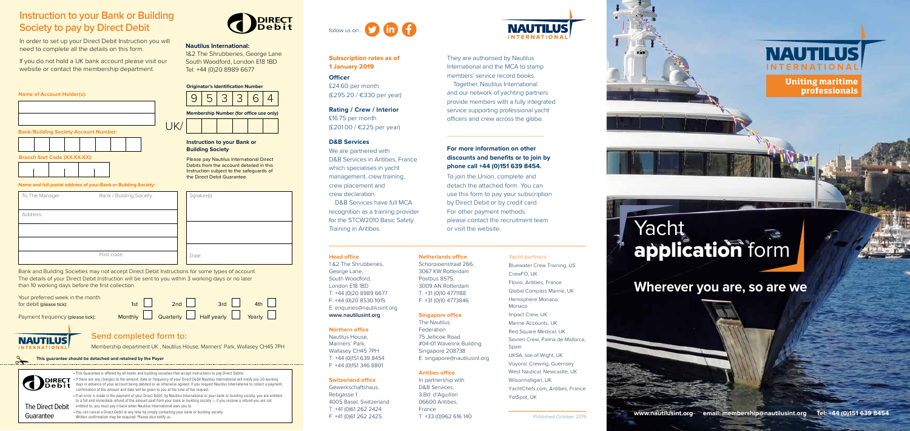## Instruction to your Bank or Building Society to pay by Direct Debit

DIRECT Debit

In order to set up your Direct Debit Instruction you will need to complete all the details on this form.

If you do not hold a UK bank account please visit our website or contact the membership department.

**Nautilus International:**
1&2 The Shrubberies, George Lane
South Woodford, London E18 1BD
Tel: +44 (0)20 8989 6677

**Originator's Identification Number**

| 9 | 5 | 3 | 3 | 6 | 4 |
|---|---|---|---|---|---|

**Membership Number (for office use only)**

UK/

**Name of Account Holder(s):**

**Bank/Building Society Account Number:**

**Branch Sort Code (XX-XX-XX):**

**Instruction to your Bank or Building Society**

Please pay Nautilus International Direct Debits from the account detailed in this Instruction subject to the safeguards of the Direct Debit Guarantee.

**Name and full postal address of your Bank or Building Society:**

To The Manager    Bank / Building Society

Address:

Post code:

Signature(s):

Date:

Bank and Building Societies may not accept Direct Debit Instructions for some types of account. The details of your Direct Debit Instruction will be sent to you within 3 working days or no later than 10 working days before the first collection.

Your preferred week in the month for debit (please tick): 1st ☐ 2nd ☐ 3rd ☐ 4th ☐

Payment frequency (please tick): Monthly ☐ Quarterly ☐ Half yearly ☐ Yearly ☐

### Send completed form to:

Membership department UK , Nautilus House, Mariners' Park, Wallasey CH45 7PH

**This guarantee should be detached and retained by the Payer**

The Direct Debit Guarantee

- This Guarantee is offered by all banks and building societies that accept instructions to pay Direct Debits.
- If there are any changes to the amount, date or frequency of your Direct Debit Nautilus International will notify you 20 working days in advance of your account being debited or as otherwise agreed. If you request Nautilus International to collect a payment, confirmation of the amount and date will be given to you at the time of the request.
- If an error is made in the payment of your Direct Debit, by Nautilus International or your bank or building society, you are entitled to a full and immediate refund of the amount paid from your bank or building society — if you receive a refund you are not entitled to, you must pay it back when Nautilus International asks you to.
- You can cancel a Direct Debit at any time by simply contacting your bank or building society. Written confirmation may be required. Please also notify us.

follow us on...

### Subscription rates as of 1 January 2019

**Officer**
£24.60 per month
(£295.20 / €330 per year)

**Rating / Crew / Interior**
£16.75 per month
(£201.00 / €225 per year)

**D&B Services**

We are partnered with D&B Services in Antibes, France which specialises in yacht management, crew training, crew placement and crew declaration.

D&B Services have full MCA recognition as a training provider for the STCW2010 Basic Safety Training in Antibes.

They are authorised by Nautilus International and the MCA to stamp members' service record books.

Together, Nautilus International and our network of yachting partners provide members with a fully integrated service supporting professional yacht officers and crew across the globe.

**For more information on other discounts and benefits or to join by phone call +44 (0)151 639 8454.**

To join the Union, complete and detach the attached form. You can use this form to pay your subscription by Direct Debit or by credit card. For other payment methods please contact the recruitment team or visit the website.

**Head office**
1 & 2 The Shrubberies,
George Lane,
South Woodford,
London E18 1BD
T: +44 (0)20 8989 6677
F: +44 (0)20 8530 1015
E: enquiries@nautilusint.org
**www.nautilusint.org**

**Northern office**
Nautilus House,
Mariners' Park,
Wallasey CH45 7PH
T: +44 (0)151 639 8454
F: +44 (0)151 346 8801

**Switzerland office**
Gewerkschaftshaus,
Rebgasse 1
4005 Basel, Switzerland
T: +41 (0)61 262 2424
F: +41 (0)61 262 2425

**Netherlands office**
Schorpioenstraat 266,
3067 KW Rotterdam
Postbus 8575,
3009 AN Rotterdam
T: +31 (0)10 4771188
F: +31 (0)10 4773846

**Singapore office**
The Nautilus Federation
75 Jellicoe Road
#04-01 Wavelink Building
Singapore 208738
E: singapore@nautilusint.org

**Antibes office**
In partnership with D&B Services,
3 Bd. d'Aguillon
06600 Antibes,
France
T: +33 (0)962 616 140

**Yacht partners**
Bluewater Crew Training, US
CrewFO, UK
Flovio, Antibes, France
Global Compass Marine, UK
Hemisphere Monaco, Monaco
Impact Crew, UK
Marine Accounts, UK
Red Square Medical, UK
Sovren Crew, Palma de Mallorca, Spain
UKSA, Isle of Wight, UK
Voyonic Crewing, Guernsey
West Nautical, Newcastle, UK
Wilsonhalligan, UK
YachtChefs.com, Antibes, France
YotSpot, UK

Published October 2019

# NAUTILUS INTERNATIONAL

**Uniting maritime professionals**

# Yacht **application** form

## Wherever you are, so are we

**www.nautilusint.org    email: membership@nautilusint.org    Tel: +44 (0)151 639 8454**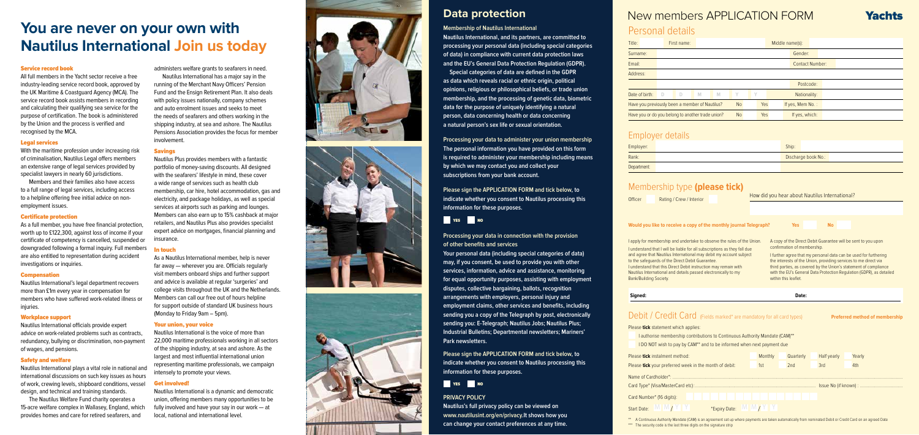# You are never on your own with Nautilus International Join us today

### Service record book

All full members in the Yacht sector receive a free industry-leading service record book, approved by the UK Maritime & Coastguard Agency (MCA). The service record book assists members in recording and calculating their qualifying sea service for the purpose of certification. The book is administered by the Union and the process is verified and recognised by the MCA.

### Legal services

With the maritime profession under increasing risk of criminalisation, Nautilus Legal offers members an extensive range of legal services provided by specialist lawyers in nearly 60 jurisdictions.

Members and their families also have access to a full range of legal services, including access to a helpline offering free initial advice on non-employment issues.

### Certificate protection

As a full member, you have free financial protection, worth up to £122,300, against loss of income if your certificate of competency is cancelled, suspended or downgraded following a formal inquiry. Full members are also entitled to representation during accident investigations or inquiries.

### Compensation

Nautilus International's legal department recovers more than £1m every year in compensation for members who have suffered work-related illness or injuries.

### Workplace support

Nautilus International officials provide expert advice on work-related problems such as contracts, redundancy, bullying or discrimination, non-payment of wages, and pensions.

### Safety and welfare

Nautilus International plays a vital role in national and international discussions on such key issues as hours of work, crewing levels, shipboard conditions, vessel design, and technical and training standards.

The Nautilus Welfare Fund charity operates a 15-acre welfare complex in Wallasey, England, which provides homes and care for retired seafarers, and administers welfare grants to seafarers in need.

Nautilus International has a major say in the running of the Merchant Navy Officers' Pension Fund and the Ensign Retirement Plan. It also deals with policy issues nationally, company schemes and auto enrolment issues and seeks to meet the needs of seafarers and others working in the shipping industry, at sea and ashore. The Nautilus Pensions Association provides the focus for member involvement.

### Savings

Nautilus Plus provides members with a fantastic portfolio of money-saving discounts. All designed with the seafarers' lifestyle in mind, these cover a wide range of services such as health club membership, car hire, hotel accommodation, gas and electricity, and package holidays, as well as special services at airports such as parking and lounges. Members can also earn up to 15% cashback at major retailers, and Nautilus Plus also provides specialist expert advice on mortgages, financial planning and insurance.

### In touch

As a Nautilus International member, help is never far away — wherever you are. Officials regularly visit members onboard ships and further support and advice is available at regular 'surgeries' and college visits throughout the UK and the Netherlands. Members can call our free out of hours helpline for support outside of standard UK business hours (Monday to Friday 9am – 5pm).

### Your union, your voice

Nautilus International is the voice of more than 22,000 maritime professionals working in all sectors of the shipping industry, at sea and ashore. As the largest and most influential international union representing maritime professionals, we campaign intensely to promote your views.

### Get involved!

Nautilus International is a dynamic and democratic union, offering members many opportunities to be fully involved and have your say in our work — at local, national and international level.

## Data protection

**Membership of Nautilus International**

**Nautilus International, and its partners, are committed to processing your personal data (including special categories of data) in compliance with current data protection laws and the EU's General Data Protection Regulation (GDPR).**

**Special categories of data are defined in the GDPR as data which reveals racial or ethnic origin, political opinions, religious or philosophical beliefs, or trade union membership, and the processing of genetic data, biometric data for the purpose of uniquely identifying a natural person, data concerning health or data concerning a natural person's sex life or sexual orientation.**

**Processing your data to administer your union membership**

**The personal information you have provided on this form is required to administer your membership including means by which we may contact you and collect your subscriptions from your bank account.**

**Please sign the APPLICATION FORM and tick below, to indicate whether you consent to Nautilus processing this information for these purposes.**

YES NO

**Processing your data in connection with the provision of other benefits and services**

**Your personal data (including special categories of data) may, if you consent, be used to provide you with other services, information, advice and assistance, monitoring for equal opportunity purposes, assisting with employment disputes, collective bargaining, ballots, recognition arrangements with employers, personal injury and employment claims, other services and benefits, including sending you a copy of the Telegraph by post, electronically sending you: E-Telegraph; Nautilus Jobs; Nautilus Plus; Industrial Bulletins; Departmental newsletters; Mariners' Park newsletters.**

**Please sign the APPLICATION FORM and tick below, to indicate whether you consent to Nautilus processing this information for these purposes.**

YES NO

**PRIVACY POLICY**

**Nautilus's full privacy policy can be viewed on www.nautilusint.org/en/privacy. It shows how you can change your contact preferences at any time.**

# New members APPLICATION FORM

**Yachts**

## Personal details

| | | | |
|---|---|---|---|
| Title: | First name: | Middle name(s): | |
| Surname: | | Gender: | |
| Email: | | Contact Number: | |
| Address: | | | |
| | | Postcode: | |
| Date of birth: D D M M Y Y | | Nationality: | |
| Have you previously been a member of Nautilus? | No / Yes | If yes, Mem No. : | |
| Have you or do you belong to another trade union? | No / Yes | If yes, which: | |

## Employer details

| | | | |
|---|---|---|---|
| Employer: | | Ship: | |
| Rank: | | Discharge book No.: | |
| Department: | | | |

## Membership type **(please tick)**

Officer Rating / Crew / Interior

How did you hear about Nautilus International?

**Would you like to receive a copy of the monthly journal Telegraph?** Yes No

I apply for membership and undertake to observe the rules of the Union. I understand that I will be liable for all subscriptions as they fall due and agree that Nautilus International may debit my account subject to the safeguards of the Direct Debit Guarantee. I understand that this Direct Debit instruction may remain with Nautilus International and details passed electronically to my Bank/Building Society.

A copy of the Direct Debit Guarantee will be sent to you upon confirmation of membership.

I further agree that my personal data can be used for furthering the interests of the Union, providing services to me direct via third parties, as covered by the Union's statement of compliance with the EU's General Data Protection Regulation (GDPR), as detailed within this leaflet.

**Signed:** **Date:**

## Debit / Credit Card (Fields marked* are mandatory for all card types)

**Preferred method of membership**

Please **tick** statement which applies:

I authorise membership contributions to Continuous Authority Mandate (CAM)**

I DO NOT wish to pay by CAM** and to be informed when next payment due

| | | | | |
|---|---|---|---|---|
| Please **tick** instalment method: | Monthly | Quarterly | Half yearly | Yearly |
| Please **tick** your preferred week in the month of debit: | 1st | 2nd | 3rd | 4th |

Name of Cardholder*: ...

Card Type* (Visa/MasterCard etc): ... Issue No (if known) : ...

Card Number* (16 digits):

Start Date: M M / Y Y *Expiry Date: M M / Y Y

** A Continuous Authority Mandate (CAM) is an agreement set up where payments are taken automatically from nominated Debit or Credit Card on an agreed Date

*** The security code is the last three digits on the signature strip